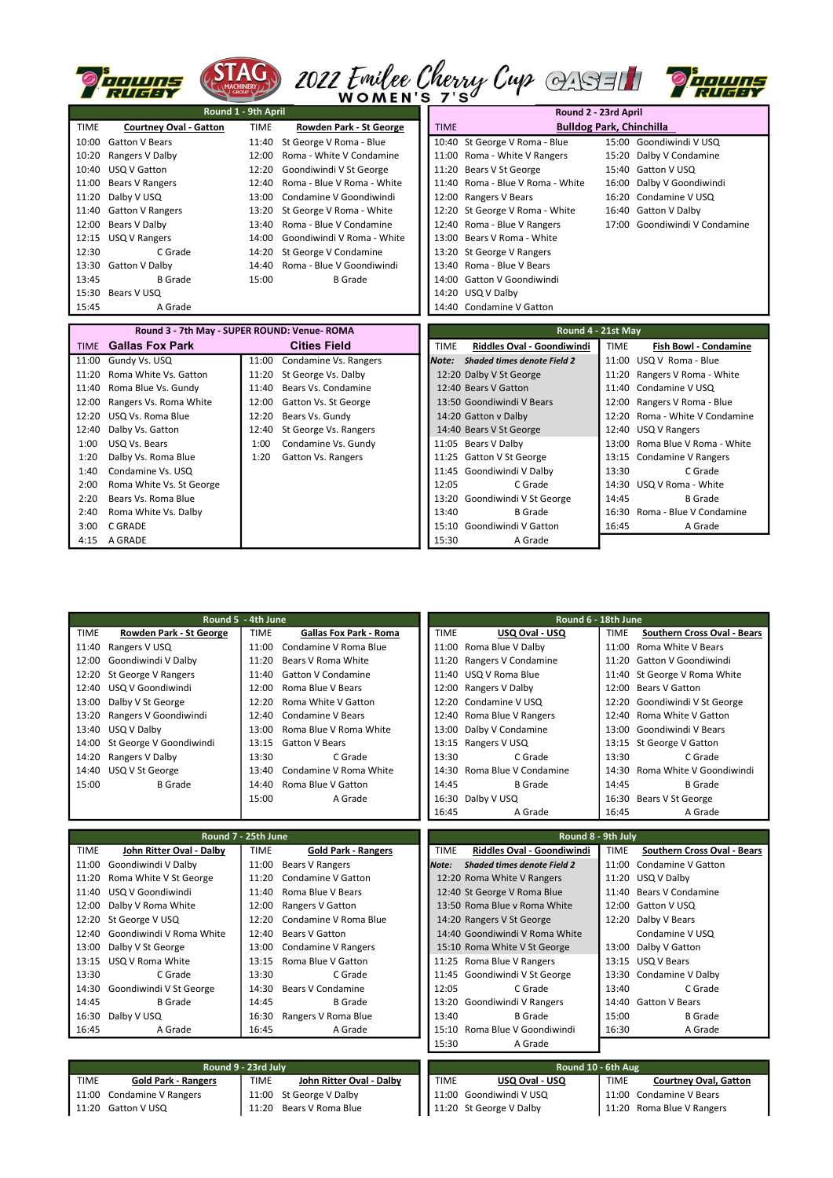# 2022 Emilee Cherry Cup WOMEN'S 7'S

## Round 1 - 9th April

| TIME | Courtney Oval - Gatton | TIME | Rowden Park - St George |
|---|---|---|---|
| 10:00 | Gatton V Bears | 11:40 | St George V Roma - Blue |
| 10:20 | Rangers V Dalby | 12:00 | Roma - White V Condamine |
| 10:40 | USQ V Gatton | 12:20 | Goondiwindi V St George |
| 11:00 | Bears V Rangers | 12:40 | Roma - Blue V Roma - White |
| 11:20 | Dalby V USQ | 13:00 | Condamine V Goondiwindi |
| 11:40 | Gatton V Rangers | 13:20 | St George V Roma - White |
| 12:00 | Bears V Dalby | 13:40 | Roma - Blue V Condamine |
| 12:15 | USQ V Rangers | 14:00 | Goondiwindi V Roma - White |
| 12:30 | C Grade | 14:20 | St George V Condamine |
| 13:30 | Gatton V Dalby | 14:40 | Roma - Blue V Goondiwindi |
| 13:45 | B Grade | 15:00 | B Grade |
| 15:30 | Bears V USQ | | |
| 15:45 | A Grade | | |

## Round 2 - 23rd April

| TIME | Bulldog Park, Chinchilla | | |
|---|---|---|---|
| 10:40 | St George V Roma - Blue | 15:00 | Goondiwindi V USQ |
| 11:00 | Roma - White V Rangers | 15:20 | Dalby V Condamine |
| 11:20 | Bears V St George | 15:40 | Gatton V USQ |
| 11:40 | Roma - Blue V Roma - White | 16:00 | Dalby V Goondiwindi |
| 12:00 | Rangers V Bears | 16:20 | Condamine V USQ |
| 12:20 | St George V Roma - White | 16:40 | Gatton V Dalby |
| 12:40 | Roma - Blue V Rangers | 17:00 | Goondiwindi V Condamine |
| 13:00 | Bears V Roma - White | | |
| 13:20 | St George V Rangers | | |
| 13:40 | Roma - Blue V Bears | | |
| 14:00 | Gatton V Goondiwindi | | |
| 14:20 | USQ V Dalby | | |
| 14:40 | Condamine V Gatton | | |

## Round 3 - 7th May - SUPER ROUND: Venue- ROMA

| TIME | Gallas Fox Park | | Cities Field |
|---|---|---|---|
| 11:00 | Gundy Vs. USQ | 11:00 | Condamine Vs. Rangers |
| 11:20 | Roma White Vs. Gatton | 11:20 | St George Vs. Dalby |
| 11:40 | Roma Blue Vs. Gundy | 11:40 | Bears Vs. Condamine |
| 12:00 | Rangers Vs. Roma White | 12:00 | Gatton Vs. St George |
| 12:20 | USQ Vs. Roma Blue | 12:20 | Bears Vs. Gundy |
| 12:40 | Dalby Vs. Gatton | 12:40 | St George Vs. Rangers |
| 1:00 | USQ Vs. Bears | 1:00 | Condamine Vs. Gundy |
| 1:20 | Dalby Vs. Roma Blue | 1:20 | Gatton Vs. Rangers |
| 1:40 | Condamine Vs. USQ | | |
| 2:00 | Roma White Vs. St George | | |
| 2:20 | Bears Vs. Roma Blue | | |
| 2:40 | Roma White Vs. Dalby | | |
| 3:00 | C GRADE | | |
| 4:15 | A GRADE | | |

## Round 4 - 21st May

| TIME | Riddles Oval - Goondiwindi | TIME | Fish Bowl - Condamine |
|---|---|---|---|
| *Note:* | *Shaded times denote Field 2* | 11:00 | USQ V Roma - Blue |
| 12:20 | Dalby V St George | 11:20 | Rangers V Roma - White |
| 12:40 | Bears V Gatton | 11:40 | Condamine V USQ |
| 13:50 | Goondiwindi V Bears | 12:00 | Rangers V Roma - Blue |
| 14:20 | Gatton v Dalby | 12:20 | Roma - White V Condamine |
| 14:40 | Bears V St George | 12:40 | USQ V Rangers |
| 11:05 | Bears V Dalby | 13:00 | Roma Blue V Roma - White |
| 11:25 | Gatton V St George | 13:15 | Condamine V Rangers |
| 11:45 | Goondiwindi V Dalby | 13:30 | C Grade |
| 12:05 | C Grade | 14:30 | USQ V Roma - White |
| 13:20 | Goondiwindi V St George | 14:45 | B Grade |
| 13:40 | B Grade | 16:30 | Roma - Blue V Condamine |
| 15:10 | Goondiwindi V Gatton | 16:45 | A Grade |
| 15:30 | A Grade | | |

## Round 5 - 4th June

| TIME | Rowden Park - St George | TIME | Gallas Fox Park - Roma |
|---|---|---|---|
| 11:40 | Rangers V USQ | 11:00 | Condamine V Roma Blue |
| 12:00 | Goondiwindi V Dalby | 11:20 | Bears V Roma White |
| 12:20 | St George V Rangers | 11:40 | Gatton V Condamine |
| 12:40 | USQ V Goondiwindi | 12:00 | Roma Blue V Bears |
| 13:00 | Dalby V St George | 12:20 | Roma White V Gatton |
| 13:20 | Rangers V Goondiwindi | 12:40 | Condamine V Bears |
| 13:40 | USQ V Dalby | 13:00 | Roma Blue V Roma White |
| 14:00 | St George V Goondiwindi | 13:15 | Gatton V Bears |
| 14:20 | Rangers V Dalby | 13:30 | C Grade |
| 14:40 | USQ V St George | 13:40 | Condamine V Roma White |
| 15:00 | B Grade | 14:40 | Roma Blue V Gatton |
| | | 15:00 | A Grade |

## Round 6 - 18th June

| TIME | USQ Oval - USQ | TIME | Southern Cross Oval - Bears |
|---|---|---|---|
| 11:00 | Roma Blue V Dalby | 11:00 | Roma White V Bears |
| 11:20 | Rangers V Condamine | 11:20 | Gatton V Goondiwindi |
| 11:40 | USQ V Roma Blue | 11:40 | St George V Roma White |
| 12:00 | Rangers V Dalby | 12:00 | Bears V Gatton |
| 12:20 | Condamine V USQ | 12:20 | Goondiwindi V St George |
| 12:40 | Roma Blue V Rangers | 12:40 | Roma White V Gatton |
| 13:00 | Dalby V Condamine | 13:00 | Goondiwindi V Bears |
| 13:15 | Rangers V USQ | 13:15 | St George V Gatton |
| 13:30 | C Grade | 13:30 | C Grade |
| 14:30 | Roma Blue V Condamine | 14:30 | Roma White V Goondiwindi |
| 14:45 | B Grade | 14:45 | B Grade |
| 16:30 | Dalby V USQ | 16:30 | Bears V St George |
| 16:45 | A Grade | 16:45 | A Grade |

## Round 7 - 25th June

| TIME | John Ritter Oval - Dalby | TIME | Gold Park - Rangers |
|---|---|---|---|
| 11:00 | Goondiwindi V Dalby | 11:00 | Bears V Rangers |
| 11:20 | Roma White V St George | 11:20 | Condamine V Gatton |
| 11:40 | USQ V Goondiwindi | 11:40 | Roma Blue V Bears |
| 12:00 | Dalby V Roma White | 12:00 | Rangers V Gatton |
| 12:20 | St George V USQ | 12:20 | Condamine V Roma Blue |
| 12:40 | Goondiwindi V Roma White | 12:40 | Bears V Gatton |
| 13:00 | Dalby V St George | 13:00 | Condamine V Rangers |
| 13:15 | USQ V Roma White | 13:15 | Roma Blue V Gatton |
| 13:30 | C Grade | 13:30 | C Grade |
| 14:30 | Goondiwindi V St George | 14:30 | Bears V Condamine |
| 14:45 | B Grade | 14:45 | B Grade |
| 16:30 | Dalby V USQ | 16:30 | Rangers V Roma Blue |
| 16:45 | A Grade | 16:45 | A Grade |

## Round 8 - 9th July

| TIME | Riddles Oval - Goondiwindi | TIME | Southern Cross Oval - Bears |
|---|---|---|---|
| *Note:* | *Shaded times denote Field 2* | 11:00 | Condamine V Gatton |
| 12:20 | Roma White V Rangers | 11:20 | USQ V Dalby |
| 12:40 | St George V Roma Blue | 11:40 | Bears V Condamine |
| 13:50 | Roma Blue v Roma White | 12:00 | Gatton V USQ |
| 14:20 | Rangers V St George | 12:20 | Dalby V Bears |
| 14:40 | Goondiwindi V Roma White | | Condamine V USQ |
| 15:10 | Roma White V St George | 13:00 | Dalby V Gatton |
| 11:25 | Roma Blue V Rangers | 13:15 | USQ V Bears |
| 11:45 | Goondiwindi V St George | 13:30 | Condamine V Dalby |
| 12:05 | C Grade | 13:40 | C Grade |
| 13:20 | Goondiwindi V Rangers | 14:40 | Gatton V Bears |
| 13:40 | B Grade | 15:00 | B Grade |
| 15:10 | Roma Blue V Goondiwindi | 16:30 | A Grade |
| 15:30 | A Grade | | |

## Round 9 - 23rd July

| TIME | Gold Park - Rangers | TIME | John Ritter Oval - Dalby |
|---|---|---|---|
| 11:00 | Condamine V Rangers | 11:00 | St George V Dalby |
| 11:20 | Gatton V USQ | 11:20 | Bears V Roma Blue |

## Round 10 - 6th Aug

| TIME | USQ Oval - USQ | TIME | Courtney Oval, Gatton |
|---|---|---|---|
| 11:00 | Goondiwindi V USQ | 11:00 | Condamine V Bears |
| 11:20 | St George V Dalby | 11:20 | Roma Blue V Rangers |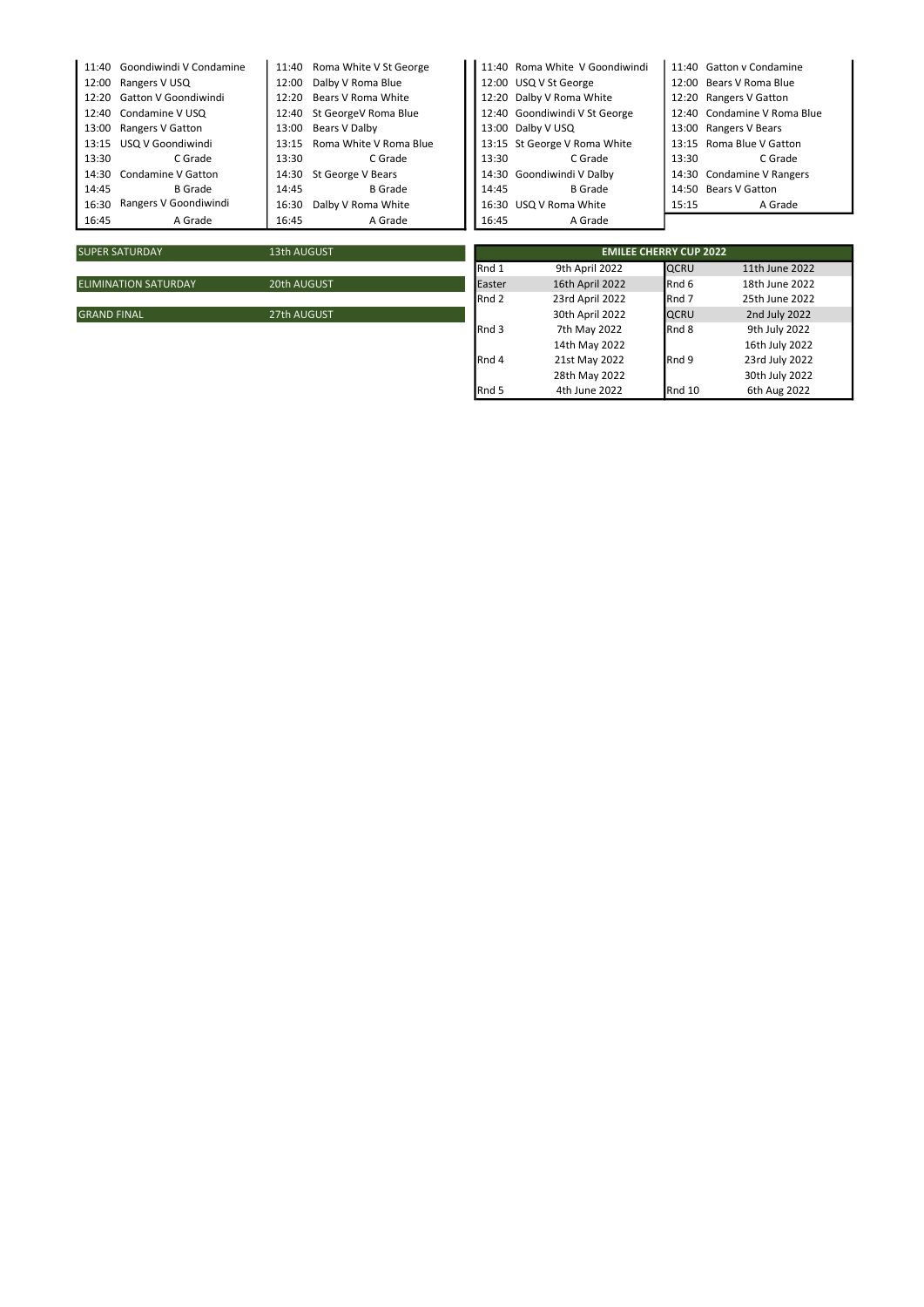| | | | | | | | |
|---|---|---|---|---|---|---|---|
| 11:40 | Goondiwindi V Condamine | 11:40 | Roma White V St George | 11:40 | Roma White V Goondiwindi | 11:40 | Gatton v Condamine |
| 12:00 | Rangers V USQ | 12:00 | Dalby V Roma Blue | 12:00 | USQ V St George | 12:00 | Bears V Roma Blue |
| 12:20 | Gatton V Goondiwindi | 12:20 | Bears V Roma White | 12:20 | Dalby V Roma White | 12:20 | Rangers V Gatton |
| 12:40 | Condamine V USQ | 12:40 | St GeorgeV Roma Blue | 12:40 | Goondiwindi V St George | 12:40 | Condamine V Roma Blue |
| 13:00 | Rangers V Gatton | 13:00 | Bears V Dalby | 13:00 | Dalby V USQ | 13:00 | Rangers V Bears |
| 13:15 | USQ V Goondiwindi | 13:15 | Roma White V Roma Blue | 13:15 | St George V Roma White | 13:15 | Roma Blue V Gatton |
| 13:30 | C Grade | 13:30 | C Grade | 13:30 | C Grade | 13:30 | C Grade |
| 14:30 | Condamine V Gatton | 14:30 | St George V Bears | 14:30 | Goondiwindi V Dalby | 14:30 | Condamine V Rangers |
| 14:45 | B Grade | 14:45 | B Grade | 14:45 | B Grade | 14:50 | Bears V Gatton |
| 16:30 | Rangers V Goondiwindi | 16:30 | Dalby V Roma White | 16:30 | USQ V Roma White | 15:15 | A Grade |
| 16:45 | A Grade | 16:45 | A Grade | 16:45 | A Grade | | |

| | |
|---|---|
| SUPER SATURDAY | 13th AUGUST |
| ELIMINATION SATURDAY | 20th AUGUST |
| GRAND FINAL | 27th AUGUST |

| EMILEE CHERRY CUP 2022 | | | |
|---|---|---|---|
| Rnd 1 | 9th April 2022 | QCRU | 11th June 2022 |
| Easter | 16th April 2022 | Rnd 6 | 18th June 2022 |
| Rnd 2 | 23rd April 2022 | Rnd 7 | 25th June 2022 |
| | 30th April 2022 | QCRU | 2nd July 2022 |
| Rnd 3 | 7th May 2022 | Rnd 8 | 9th July 2022 |
| | 14th May 2022 | | 16th July 2022 |
| Rnd 4 | 21st May 2022 | Rnd 9 | 23rd July 2022 |
| | 28th May 2022 | | 30th July 2022 |
| Rnd 5 | 4th June 2022 | Rnd 10 | 6th Aug 2022 |